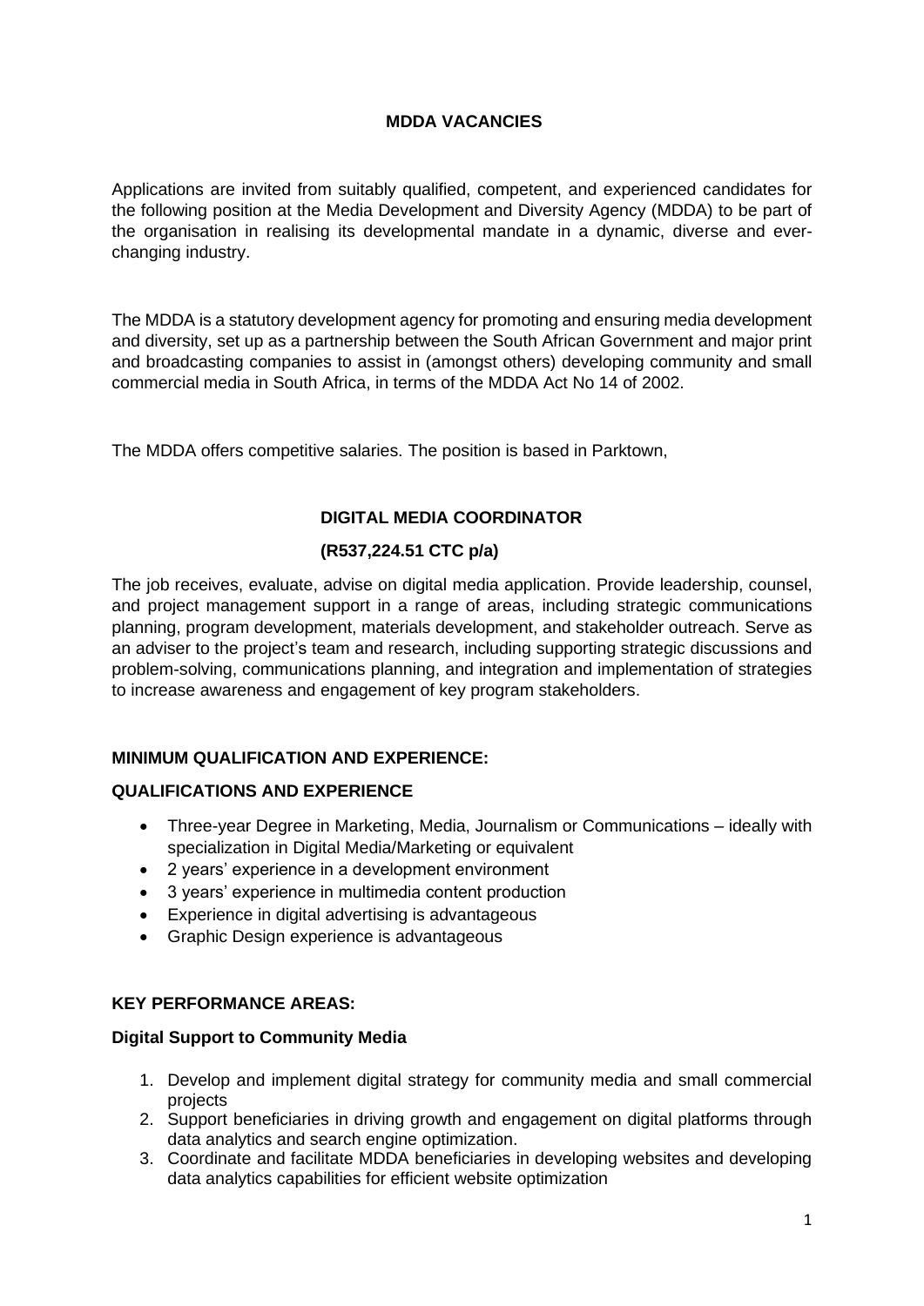# MDDA VACANCIES

Applications are invited from suitably qualified, competent, and experienced candidates for the following position at the Media Development and Diversity Agency (MDDA) to be part of the organisation in realising its developmental mandate in a dynamic, diverse and ever-changing industry.

The MDDA is a statutory development agency for promoting and ensuring media development and diversity, set up as a partnership between the South African Government and major print and broadcasting companies to assist in (amongst others) developing community and small commercial media in South Africa, in terms of the MDDA Act No 14 of 2002.

The MDDA offers competitive salaries. The position is based in Parktown,

## DIGITAL MEDIA COORDINATOR

**(R537,224.51 CTC p/a)**

The job receives, evaluate, advise on digital media application. Provide leadership, counsel, and project management support in a range of areas, including strategic communications planning, program development, materials development, and stakeholder outreach. Serve as an adviser to the project's team and research, including supporting strategic discussions and problem-solving, communications planning, and integration and implementation of strategies to increase awareness and engagement of key program stakeholders.

### MINIMUM QUALIFICATION AND EXPERIENCE:

### QUALIFICATIONS AND EXPERIENCE

- Three-year Degree in Marketing, Media, Journalism or Communications – ideally with specialization in Digital Media/Marketing or equivalent
- 2 years' experience in a development environment
- 3 years' experience in multimedia content production
- Experience in digital advertising is advantageous
- Graphic Design experience is advantageous

### KEY PERFORMANCE AREAS:

**Digital Support to Community Media**

1. Develop and implement digital strategy for community media and small commercial projects
2. Support beneficiaries in driving growth and engagement on digital platforms through data analytics and search engine optimization.
3. Coordinate and facilitate MDDA beneficiaries in developing websites and developing data analytics capabilities for efficient website optimization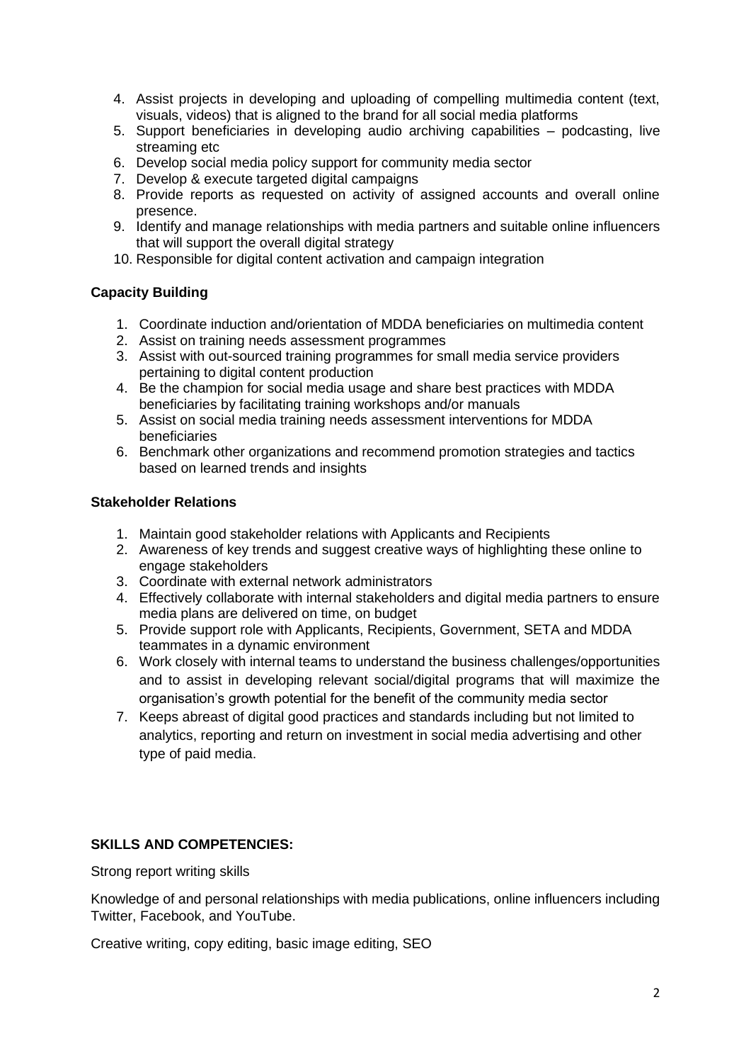4. Assist projects in developing and uploading of compelling multimedia content (text, visuals, videos) that is aligned to the brand for all social media platforms
5. Support beneficiaries in developing audio archiving capabilities – podcasting, live streaming etc
6. Develop social media policy support for community media sector
7. Develop & execute targeted digital campaigns
8. Provide reports as requested on activity of assigned accounts and overall online presence.
9. Identify and manage relationships with media partners and suitable online influencers that will support the overall digital strategy
10. Responsible for digital content activation and campaign integration

**Capacity Building**

1. Coordinate induction and/orientation of MDDA beneficiaries on multimedia content
2. Assist on training needs assessment programmes
3. Assist with out-sourced training programmes for small media service providers pertaining to digital content production
4. Be the champion for social media usage and share best practices with MDDA beneficiaries by facilitating training workshops and/or manuals
5. Assist on social media training needs assessment interventions for MDDA beneficiaries
6. Benchmark other organizations and recommend promotion strategies and tactics based on learned trends and insights

**Stakeholder Relations**

1. Maintain good stakeholder relations with Applicants and Recipients
2. Awareness of key trends and suggest creative ways of highlighting these online to engage stakeholders
3. Coordinate with external network administrators
4. Effectively collaborate with internal stakeholders and digital media partners to ensure media plans are delivered on time, on budget
5. Provide support role with Applicants, Recipients, Government, SETA and MDDA teammates in a dynamic environment
6. Work closely with internal teams to understand the business challenges/opportunities and to assist in developing relevant social/digital programs that will maximize the organisation's growth potential for the benefit of the community media sector
7. Keeps abreast of digital good practices and standards including but not limited to analytics, reporting and return on investment in social media advertising and other type of paid media.

**SKILLS AND COMPETENCIES:**

Strong report writing skills

Knowledge of and personal relationships with media publications, online influencers including Twitter, Facebook, and YouTube.

Creative writing, copy editing, basic image editing, SEO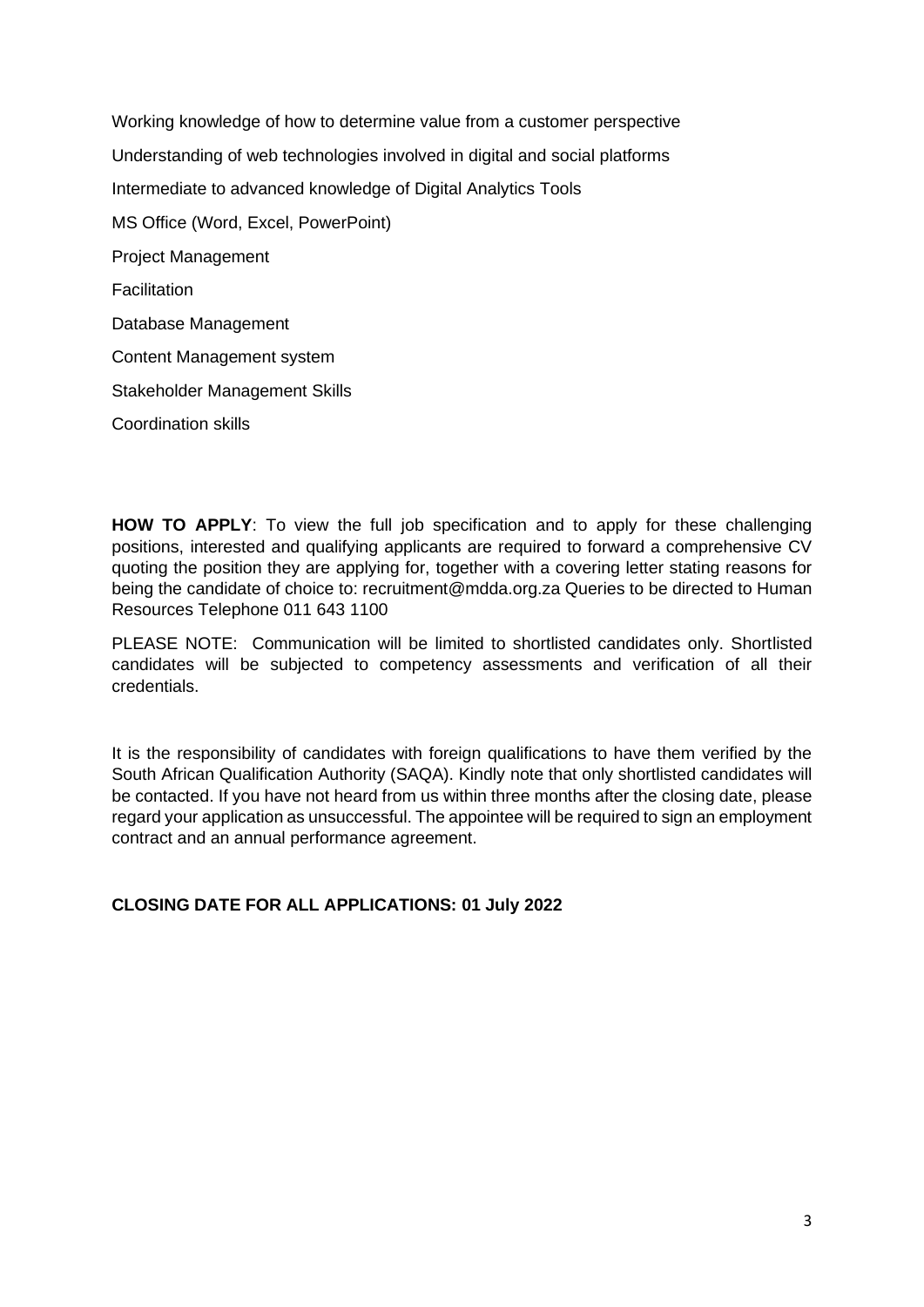Working knowledge of how to determine value from a customer perspective

Understanding of web technologies involved in digital and social platforms

Intermediate to advanced knowledge of Digital Analytics Tools

MS Office (Word, Excel, PowerPoint)

Project Management

Facilitation

Database Management

Content Management system

Stakeholder Management Skills

Coordination skills

**HOW TO APPLY**: To view the full job specification and to apply for these challenging positions, interested and qualifying applicants are required to forward a comprehensive CV quoting the position they are applying for, together with a covering letter stating reasons for being the candidate of choice to: recruitment@mdda.org.za Queries to be directed to Human Resources Telephone 011 643 1100

PLEASE NOTE: Communication will be limited to shortlisted candidates only. Shortlisted candidates will be subjected to competency assessments and verification of all their credentials.

It is the responsibility of candidates with foreign qualifications to have them verified by the South African Qualification Authority (SAQA). Kindly note that only shortlisted candidates will be contacted. If you have not heard from us within three months after the closing date, please regard your application as unsuccessful. The appointee will be required to sign an employment contract and an annual performance agreement.

**CLOSING DATE FOR ALL APPLICATIONS: 01 July 2022**